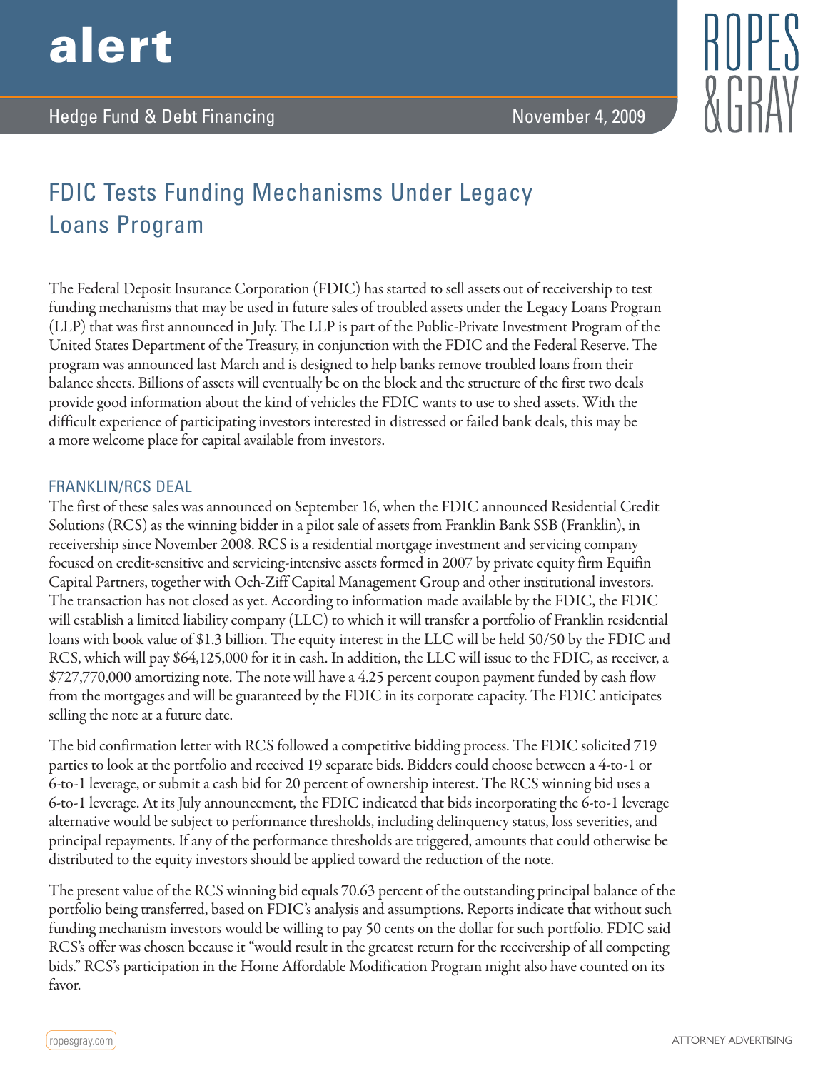# alert

Hedge Fund & Debt Financing — November 4, 2009

## FDIC Tests Funding Mechanisms Under Legacy Loans Program

The Federal Deposit Insurance Corporation (FDIC) has started to sell assets out of receivership to test funding mechanisms that may be used in future sales of troubled assets under the Legacy Loans Program (LLP) that was first announced in July. The LLP is part of the Public-Private Investment Program of the United States Department of the Treasury, in conjunction with the FDIC and the Federal Reserve. The program was announced last March and is designed to help banks remove troubled loans from their balance sheets. Billions of assets will eventually be on the block and the structure of the first two deals provide good information about the kind of vehicles the FDIC wants to use to shed assets. With the difficult experience of participating investors interested in distressed or failed bank deals, this may be a more welcome place for capital available from investors.

### FRANKLIN/RCS DEAL

The first of these sales was announced on September 16, when the FDIC announced Residential Credit Solutions (RCS) as the winning bidder in a pilot sale of assets from Franklin Bank SSB (Franklin), in receivership since November 2008. RCS is a residential mortgage investment and servicing company focused on credit-sensitive and servicing-intensive assets formed in 2007 by private equity firm Equifin Capital Partners, together with Och-Ziff Capital Management Group and other institutional investors. The transaction has not closed as yet. According to information made available by the FDIC, the FDIC will establish a limited liability company (LLC) to which it will transfer a portfolio of Franklin residential loans with book value of $1.3 billion. The equity interest in the LLC will be held 50/50 by the FDIC and RCS, which will pay $64,125,000 for it in cash. In addition, the LLC will issue to the FDIC, as receiver, a $727,770,000 amortizing note. The note will have a 4.25 percent coupon payment funded by cash flow from the mortgages and will be guaranteed by the FDIC in its corporate capacity. The FDIC anticipates selling the note at a future date.

The bid confirmation letter with RCS followed a competitive bidding process. The FDIC solicited 719 parties to look at the portfolio and received 19 separate bids. Bidders could choose between a 4-to-1 or 6-to-1 leverage, or submit a cash bid for 20 percent of ownership interest. The RCS winning bid uses a 6-to-1 leverage. At its July announcement, the FDIC indicated that bids incorporating the 6-to-1 leverage alternative would be subject to performance thresholds, including delinquency status, loss severities, and principal repayments. If any of the performance thresholds are triggered, amounts that could otherwise be distributed to the equity investors should be applied toward the reduction of the note.

The present value of the RCS winning bid equals 70.63 percent of the outstanding principal balance of the portfolio being transferred, based on FDIC's analysis and assumptions. Reports indicate that without such funding mechanism investors would be willing to pay 50 cents on the dollar for such portfolio. FDIC said RCS's offer was chosen because it "would result in the greatest return for the receivership of all competing bids." RCS's participation in the Home Affordable Modification Program might also have counted on its favor.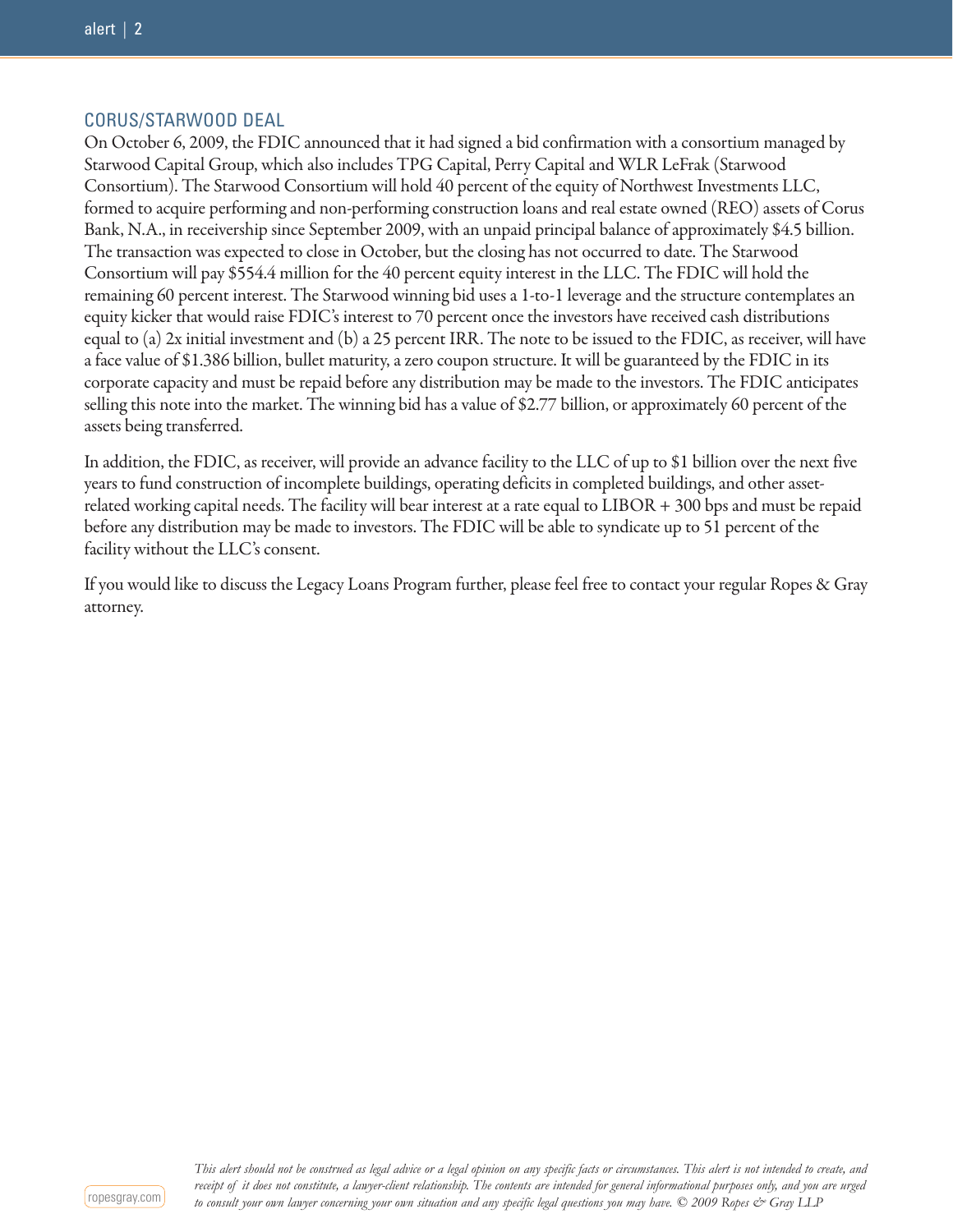## CORUS/STARWOOD DEAL

On October 6, 2009, the FDIC announced that it had signed a bid confirmation with a consortium managed by Starwood Capital Group, which also includes TPG Capital, Perry Capital and WLR LeFrak (Starwood Consortium). The Starwood Consortium will hold 40 percent of the equity of Northwest Investments LLC, formed to acquire performing and non-performing construction loans and real estate owned (REO) assets of Corus Bank, N.A., in receivership since September 2009, with an unpaid principal balance of approximately $4.5 billion. The transaction was expected to close in October, but the closing has not occurred to date. The Starwood Consortium will pay $554.4 million for the 40 percent equity interest in the LLC. The FDIC will hold the remaining 60 percent interest. The Starwood winning bid uses a 1-to-1 leverage and the structure contemplates an equity kicker that would raise FDIC's interest to 70 percent once the investors have received cash distributions equal to (a) 2x initial investment and (b) a 25 percent IRR. The note to be issued to the FDIC, as receiver, will have a face value of $1.386 billion, bullet maturity, a zero coupon structure. It will be guaranteed by the FDIC in its corporate capacity and must be repaid before any distribution may be made to the investors. The FDIC anticipates selling this note into the market. The winning bid has a value of $2.77 billion, or approximately 60 percent of the assets being transferred.

In addition, the FDIC, as receiver, will provide an advance facility to the LLC of up to $1 billion over the next five years to fund construction of incomplete buildings, operating deficits in completed buildings, and other asset-related working capital needs. The facility will bear interest at a rate equal to LIBOR + 300 bps and must be repaid before any distribution may be made to investors. The FDIC will be able to syndicate up to 51 percent of the facility without the LLC's consent.

If you would like to discuss the Legacy Loans Program further, please feel free to contact your regular Ropes & Gray attorney.

*This alert should not be construed as legal advice or a legal opinion on any specific facts or circumstances. This alert is not intended to create, and receipt of it does not constitute, a lawyer-client relationship. The contents are intended for general informational purposes only, and you are urged to consult your own lawyer concerning your own situation and any specific legal questions you may have. © 2009 Ropes & Gray LLP*